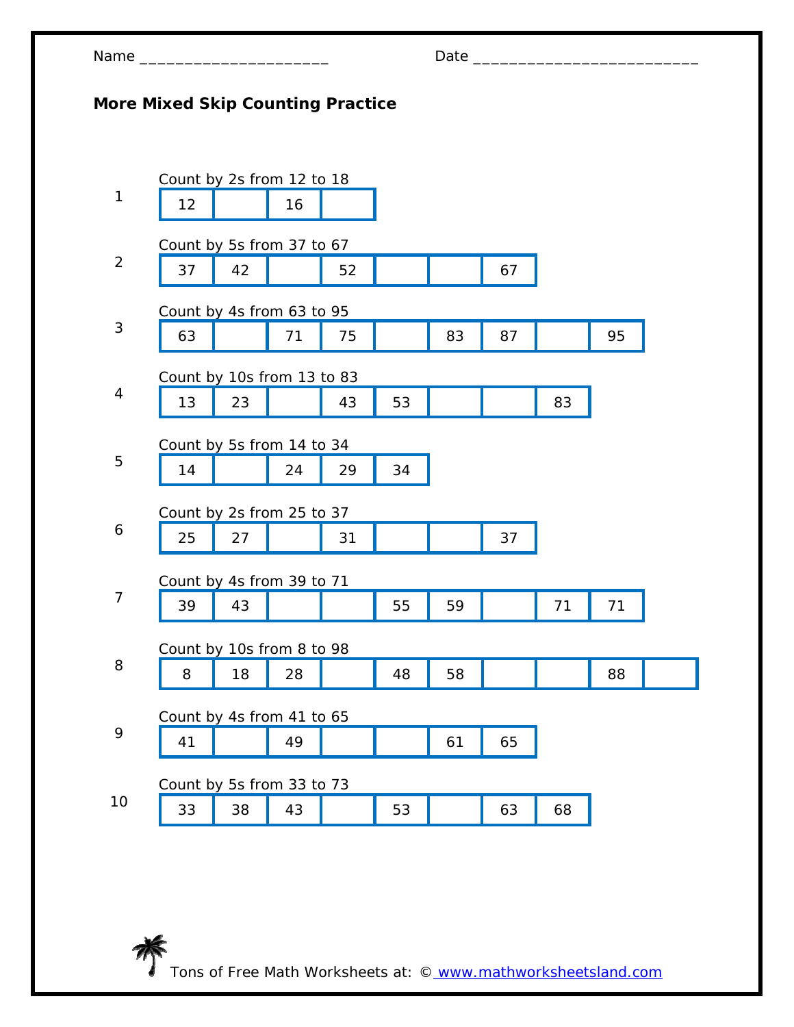Name ____________________ Date ________________________

**More Mixed Skip Counting Practice**

1. Count by 2s from 12 to 18

| 12 | | 16 | |
|---|---|---|---|

2. Count by 5s from 37 to 67

| 37 | 42 | | 52 | | | 67 |
|---|---|---|---|---|---|---|

3. Count by 4s from 63 to 95

| 63 | | 71 | 75 | | 83 | 87 | | 95 |
|---|---|---|---|---|---|---|---|---|

4. Count by 10s from 13 to 83

| 13 | 23 | | 43 | 53 | | | 83 |
|---|---|---|---|---|---|---|---|

5. Count by 5s from 14 to 34

| 14 | | 24 | 29 | 34 |
|---|---|---|---|---|

6. Count by 2s from 25 to 37

| 25 | 27 | | 31 | | | 37 |
|---|---|---|---|---|---|---|

7. Count by 4s from 39 to 71

| 39 | 43 | | | 55 | 59 | | 71 | 71 |
|---|---|---|---|---|---|---|---|---|

8. Count by 10s from 8 to 98

| 8 | 18 | 28 | | 48 | 58 | | | 88 | |
|---|---|---|---|---|---|---|---|---|---|

9. Count by 4s from 41 to 65

| 41 | | 49 | | | 61 | 65 |
|---|---|---|---|---|---|---|

10. Count by 5s from 33 to 73

| 33 | 38 | 43 | | 53 | | 63 | 68 |
|---|---|---|---|---|---|---|---|

Tons of Free Math Worksheets at: © www.mathworksheetsland.com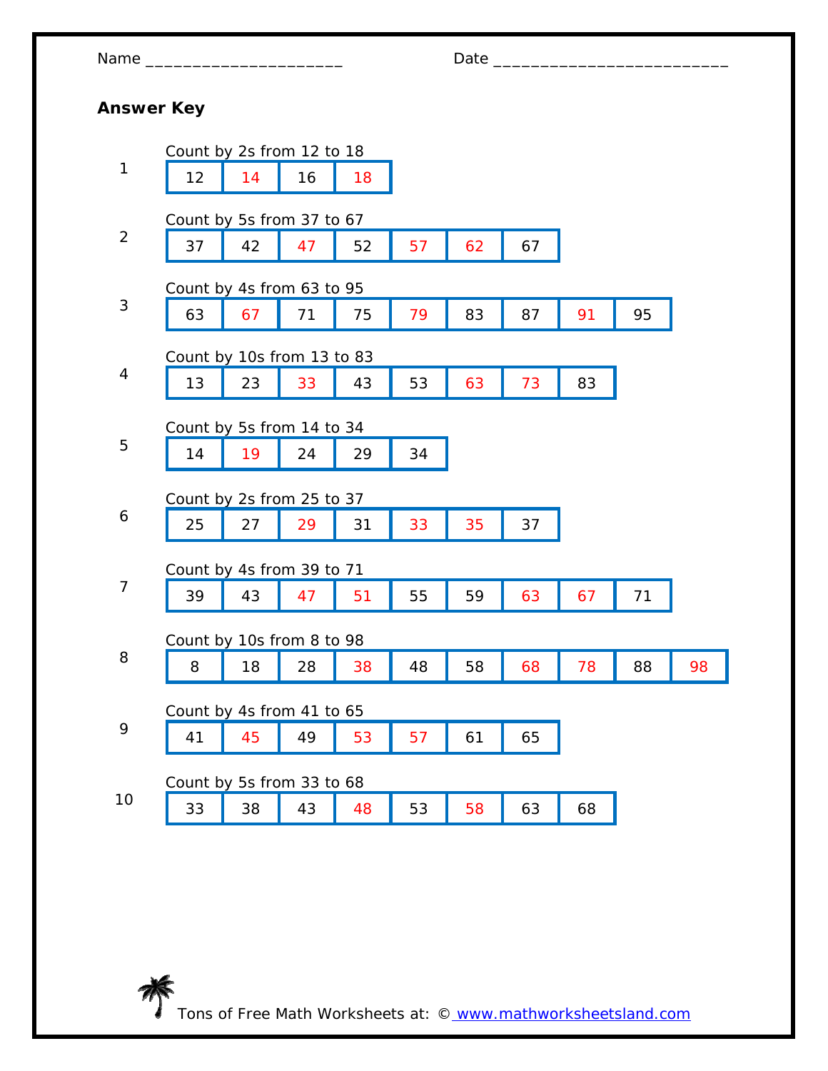Name ____________________ Date ________________________

**Answer Key**

1. Count by 2s from 12 to 18

| | | | |
|---|---|---|---|
| 12 | 14 | 16 | 18 |

2. Count by 5s from 37 to 67

| | | | | | | |
|---|---|---|---|---|---|---|
| 37 | 42 | 47 | 52 | 57 | 62 | 67 |

3. Count by 4s from 63 to 95

| | | | | | | | | |
|---|---|---|---|---|---|---|---|---|
| 63 | 67 | 71 | 75 | 79 | 83 | 87 | 91 | 95 |

4. Count by 10s from 13 to 83

| | | | | | | | |
|---|---|---|---|---|---|---|---|
| 13 | 23 | 33 | 43 | 53 | 63 | 73 | 83 |

5. Count by 5s from 14 to 34

| | | | | |
|---|---|---|---|---|
| 14 | 19 | 24 | 29 | 34 |

6. Count by 2s from 25 to 37

| | | | | | | |
|---|---|---|---|---|---|---|
| 25 | 27 | 29 | 31 | 33 | 35 | 37 |

7. Count by 4s from 39 to 71

| | | | | | | | | |
|---|---|---|---|---|---|---|---|---|
| 39 | 43 | 47 | 51 | 55 | 59 | 63 | 67 | 71 |

8. Count by 10s from 8 to 98

| | | | | | | | | | |
|---|---|---|---|---|---|---|---|---|---|
| 8 | 18 | 28 | 38 | 48 | 58 | 68 | 78 | 88 | 98 |

9. Count by 4s from 41 to 65

| | | | | | | |
|---|---|---|---|---|---|---|
| 41 | 45 | 49 | 53 | 57 | 61 | 65 |

10. Count by 5s from 33 to 68

| | | | | | | | |
|---|---|---|---|---|---|---|---|
| 33 | 38 | 43 | 48 | 53 | 58 | 63 | 68 |

Tons of Free Math Worksheets at: © www.mathworksheetsland.com